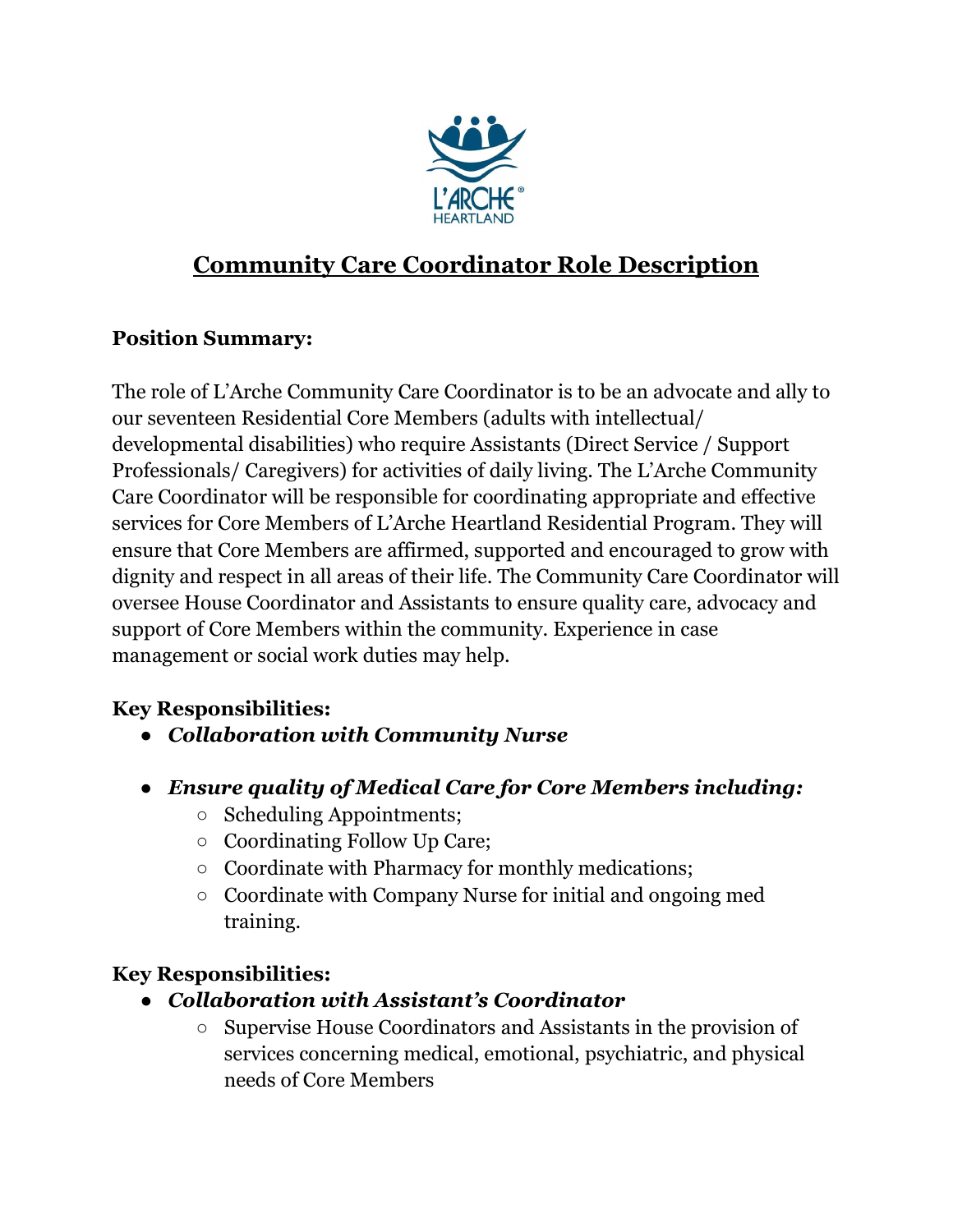# Community Care Coordinator Role Description

**Position Summary:**

The role of L'Arche Community Care Coordinator is to be an advocate and ally to our seventeen Residential Core Members (adults with intellectual/ developmental disabilities) who require Assistants (Direct Service / Support Professionals/ Caregivers) for activities of daily living. The L'Arche Community Care Coordinator will be responsible for coordinating appropriate and effective services for Core Members of L'Arche Heartland Residential Program. They will ensure that Core Members are affirmed, supported and encouraged to grow with dignity and respect in all areas of their life. The Community Care Coordinator will oversee House Coordinator and Assistants to ensure quality care, advocacy and support of Core Members within the community. Experience in case management or social work duties may help.

**Key Responsibilities:**

- ***Collaboration with Community Nurse***
- ***Ensure quality of Medical Care for Core Members including:***
  - Scheduling Appointments;
  - Coordinating Follow Up Care;
  - Coordinate with Pharmacy for monthly medications;
  - Coordinate with Company Nurse for initial and ongoing med training.

**Key Responsibilities:**

- ***Collaboration with Assistant's Coordinator***
  - Supervise House Coordinators and Assistants in the provision of services concerning medical, emotional, psychiatric, and physical needs of Core Members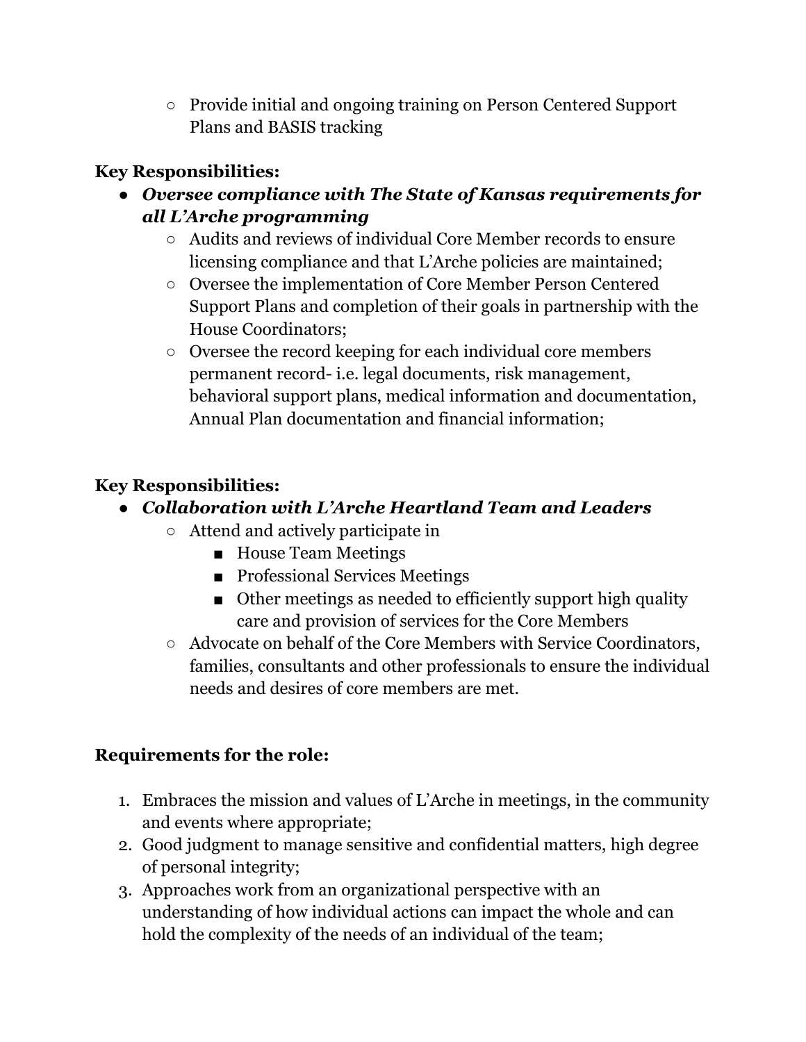- Provide initial and ongoing training on Person Centered Support Plans and BASIS tracking

**Key Responsibilities:**

- ***Oversee compliance with The State of Kansas requirements for all L'Arche programming***
    - Audits and reviews of individual Core Member records to ensure licensing compliance and that L'Arche policies are maintained;
    - Oversee the implementation of Core Member Person Centered Support Plans and completion of their goals in partnership with the House Coordinators;
    - Oversee the record keeping for each individual core members permanent record- i.e. legal documents, risk management, behavioral support plans, medical information and documentation, Annual Plan documentation and financial information;

**Key Responsibilities:**

- ***Collaboration with L'Arche Heartland Team and Leaders***
    - Attend and actively participate in
        - House Team Meetings
        - Professional Services Meetings
        - Other meetings as needed to efficiently support high quality care and provision of services for the Core Members
    - Advocate on behalf of the Core Members with Service Coordinators, families, consultants and other professionals to ensure the individual needs and desires of core members are met.

**Requirements for the role:**

1. Embraces the mission and values of L'Arche in meetings, in the community and events where appropriate;
2. Good judgment to manage sensitive and confidential matters, high degree of personal integrity;
3. Approaches work from an organizational perspective with an understanding of how individual actions can impact the whole and can hold the complexity of the needs of an individual of the team;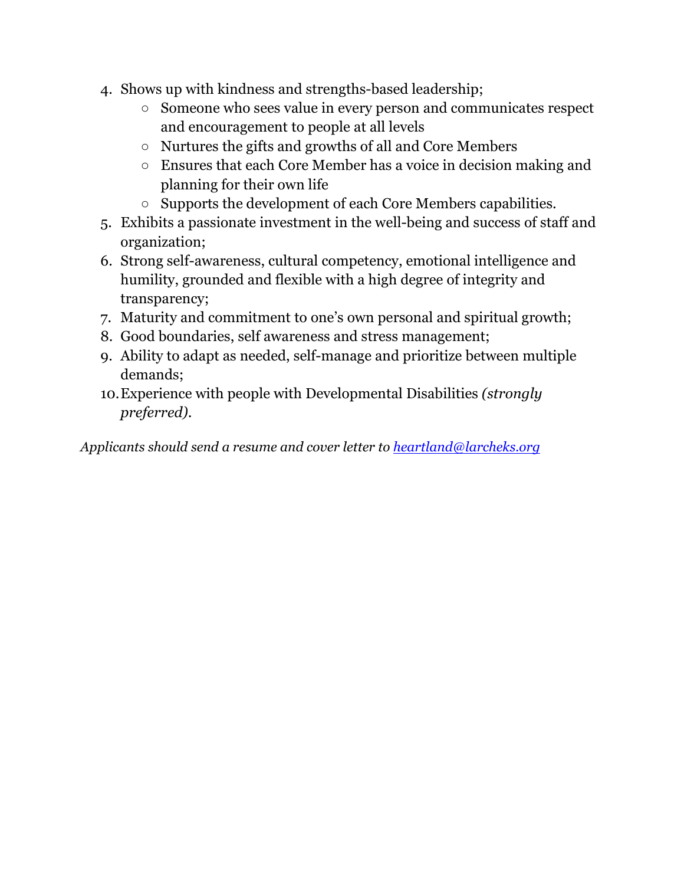4. Shows up with kindness and strengths-based leadership;
    - Someone who sees value in every person and communicates respect and encouragement to people at all levels
    - Nurtures the gifts and growths of all and Core Members
    - Ensures that each Core Member has a voice in decision making and planning for their own life
    - Supports the development of each Core Members capabilities.
5. Exhibits a passionate investment in the well-being and success of staff and organization;
6. Strong self-awareness, cultural competency, emotional intelligence and humility, grounded and flexible with a high degree of integrity and transparency;
7. Maturity and commitment to one's own personal and spiritual growth;
8. Good boundaries, self awareness and stress management;
9. Ability to adapt as needed, self-manage and prioritize between multiple demands;
10. Experience with people with Developmental Disabilities *(strongly preferred)*.

*Applicants should send a resume and cover letter to [heartland@larcheks.org](mailto:heartland@larcheks.org)*